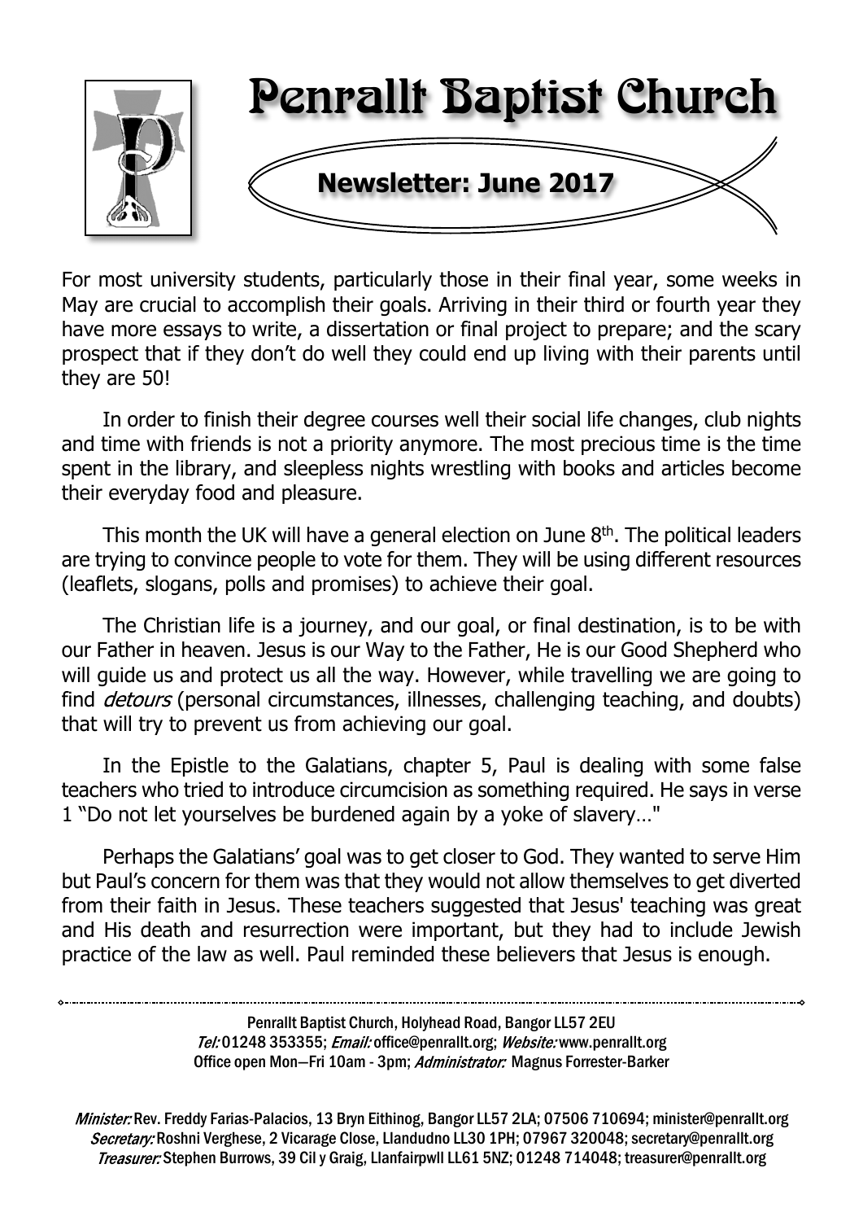# Penrallt Baptist Church

## Newsletter: June 2017

For most university students, particularly those in their final year, some weeks in May are crucial to accomplish their goals. Arriving in their third or fourth year they have more essays to write, a dissertation or final project to prepare; and the scary prospect that if they don't do well they could end up living with their parents until they are 50!

In order to finish their degree courses well their social life changes, club nights and time with friends is not a priority anymore. The most precious time is the time spent in the library, and sleepless nights wrestling with books and articles become their everyday food and pleasure.

This month the UK will have a general election on June 8th. The political leaders are trying to convince people to vote for them. They will be using different resources (leaflets, slogans, polls and promises) to achieve their goal.

The Christian life is a journey, and our goal, or final destination, is to be with our Father in heaven. Jesus is our Way to the Father, He is our Good Shepherd who will guide us and protect us all the way. However, while travelling we are going to find *detours* (personal circumstances, illnesses, challenging teaching, and doubts) that will try to prevent us from achieving our goal.

In the Epistle to the Galatians, chapter 5, Paul is dealing with some false teachers who tried to introduce circumcision as something required. He says in verse 1 "Do not let yourselves be burdened again by a yoke of slavery…"

Perhaps the Galatians' goal was to get closer to God. They wanted to serve Him but Paul's concern for them was that they would not allow themselves to get diverted from their faith in Jesus. These teachers suggested that Jesus' teaching was great and His death and resurrection were important, but they had to include Jewish practice of the law as well. Paul reminded these believers that Jesus is enough.

---

Penrallt Baptist Church, Holyhead Road, Bangor LL57 2EU
*Tel:* 01248 353355; *Email:* office@penrallt.org; *Website:* www.penrallt.org
Office open Mon—Fri 10am - 3pm; *Administrator:* Magnus Forrester-Barker

*Minister:* Rev. Freddy Farias-Palacios, 13 Bryn Eithinog, Bangor LL57 2LA; 07506 710694; minister@penrallt.org
*Secretary:* Roshni Verghese, 2 Vicarage Close, Llandudno LL30 1PH; 07967 320048; secretary@penrallt.org
*Treasurer:* Stephen Burrows, 39 Cil y Graig, Llanfairpwll LL61 5NZ; 01248 714048; treasurer@penrallt.org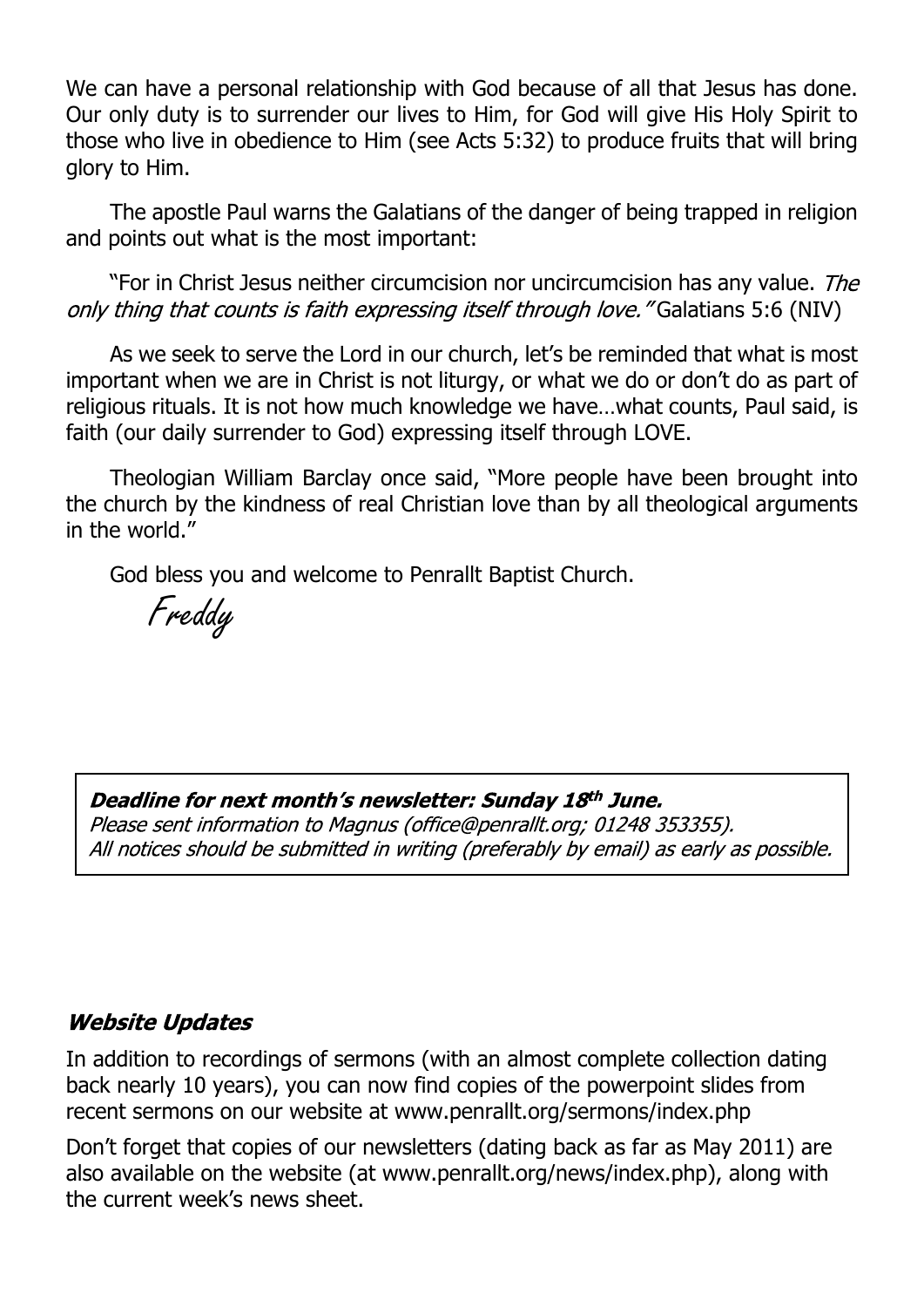We can have a personal relationship with God because of all that Jesus has done. Our only duty is to surrender our lives to Him, for God will give His Holy Spirit to those who live in obedience to Him (see Acts 5:32) to produce fruits that will bring glory to Him.

The apostle Paul warns the Galatians of the danger of being trapped in religion and points out what is the most important:

"For in Christ Jesus neither circumcision nor uncircumcision has any value. *The only thing that counts is faith expressing itself through love."* Galatians 5:6 (NIV)

As we seek to serve the Lord in our church, let's be reminded that what is most important when we are in Christ is not liturgy, or what we do or don't do as part of religious rituals. It is not how much knowledge we have…what counts, Paul said, is faith (our daily surrender to God) expressing itself through LOVE.

Theologian William Barclay once said, "More people have been brought into the church by the kindness of real Christian love than by all theological arguments in the world."

God bless you and welcome to Penrallt Baptist Church.

*Freddy*

***Deadline for next month's newsletter: Sunday 18th June.***
*Please sent information to Magnus (office@penrallt.org; 01248 353355).*
*All notices should be submitted in writing (preferably by email) as early as possible.*

### *Website Updates*

In addition to recordings of sermons (with an almost complete collection dating back nearly 10 years), you can now find copies of the powerpoint slides from recent sermons on our website at www.penrallt.org/sermons/index.php

Don't forget that copies of our newsletters (dating back as far as May 2011) are also available on the website (at www.penrallt.org/news/index.php), along with the current week's news sheet.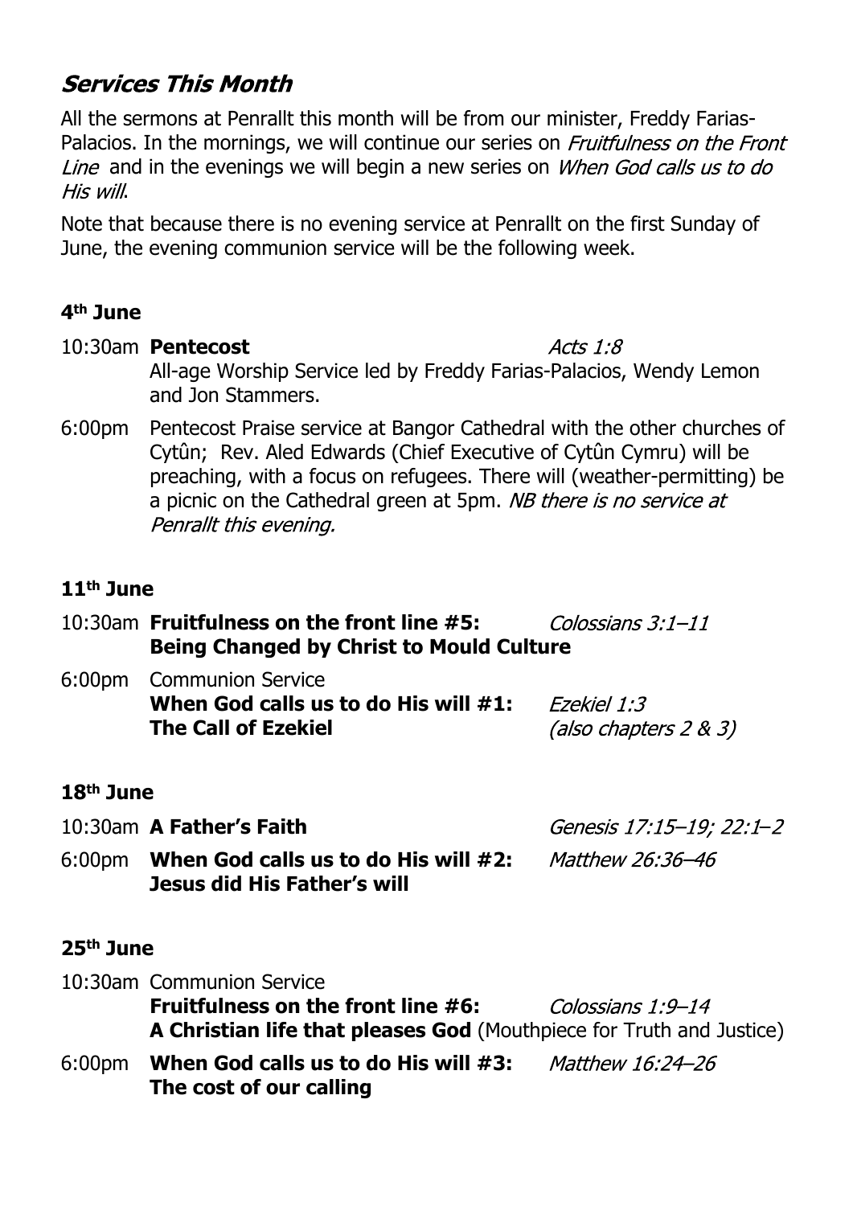## *Services This Month*

All the sermons at Penrallt this month will be from our minister, Freddy Farias-Palacios. In the mornings, we will continue our series on *Fruitfulness on the Front Line* and in the evenings we will begin a new series on *When God calls us to do His will*.

Note that because there is no evening service at Penrallt on the first Sunday of June, the evening communion service will be the following week.

### 4th June

10:30am **Pentecost** *Acts 1:8*
All-age Worship Service led by Freddy Farias-Palacios, Wendy Lemon and Jon Stammers.

6:00pm Pentecost Praise service at Bangor Cathedral with the other churches of Cytûn; Rev. Aled Edwards (Chief Executive of Cytûn Cymru) will be preaching, with a focus on refugees. There will (weather-permitting) be a picnic on the Cathedral green at 5pm. *NB there is no service at Penrallt this evening.*

### 11th June

10:30am **Fruitfulness on the front line #5: Being Changed by Christ to Mould Culture** *Colossians 3:1–11*

6:00pm Communion Service
**When God calls us to do His will #1: The Call of Ezekiel** *Ezekiel 1:3 (also chapters 2 & 3)*

### 18th June

10:30am **A Father's Faith** *Genesis 17:15–19; 22:1–2*

6:00pm **When God calls us to do His will #2: Jesus did His Father's will** *Matthew 26:36–46*

### 25th June

10:30am Communion Service
**Fruitfulness on the front line #6:** *Colossians 1:9–14*
**A Christian life that pleases God** (Mouthpiece for Truth and Justice)

6:00pm **When God calls us to do His will #3: The cost of our calling** *Matthew 16:24–26*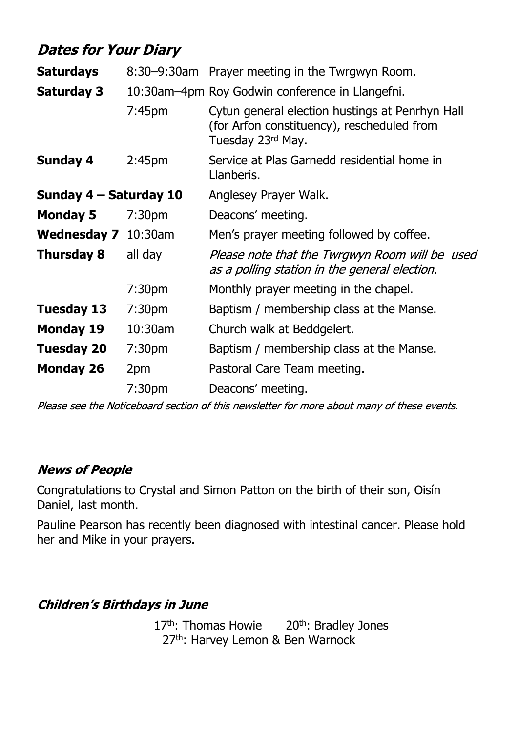## *Dates for Your Diary*

| | | |
|---|---|---|
| **Saturdays** | 8:30–9:30am | Prayer meeting in the Twrgwyn Room. |
| **Saturday 3** | 10:30am–4pm | Roy Godwin conference in Llangefni. |
| | 7:45pm | Cytun general election hustings at Penrhyn Hall (for Arfon constituency), rescheduled from Tuesday 23rd May. |
| **Sunday 4** | 2:45pm | Service at Plas Garnedd residential home in Llanberis. |
| **Sunday 4 – Saturday 10** | | Anglesey Prayer Walk. |
| **Monday 5** | 7:30pm | Deacons' meeting. |
| **Wednesday 7** | 10:30am | Men's prayer meeting followed by coffee. |
| **Thursday 8** | all day | *Please note that the Twrgwyn Room will be used as a polling station in the general election.* |
| | 7:30pm | Monthly prayer meeting in the chapel. |
| **Tuesday 13** | 7:30pm | Baptism / membership class at the Manse. |
| **Monday 19** | 10:30am | Church walk at Beddgelert. |
| **Tuesday 20** | 7:30pm | Baptism / membership class at the Manse. |
| **Monday 26** | 2pm | Pastoral Care Team meeting. |
| | 7:30pm | Deacons' meeting. |

*Please see the Noticeboard section of this newsletter for more about many of these events.*

### *News of People*

Congratulations to Crystal and Simon Patton on the birth of their son, Oisín Daniel, last month.

Pauline Pearson has recently been diagnosed with intestinal cancer. Please hold her and Mike in your prayers.

### *Children's Birthdays in June*

17th: Thomas Howie      20th: Bradley Jones

27th: Harvey Lemon & Ben Warnock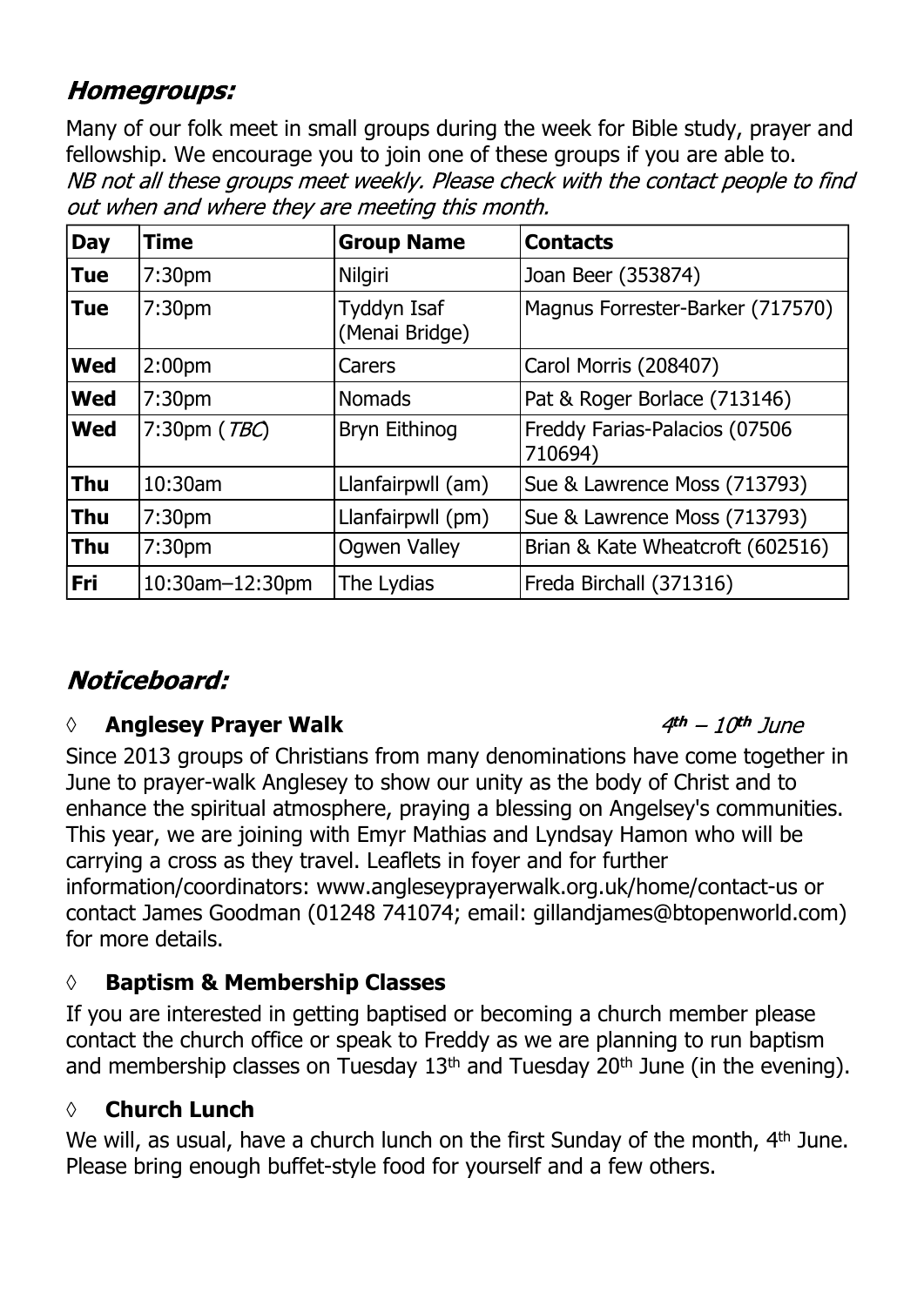## *Homegroups:*

Many of our folk meet in small groups during the week for Bible study, prayer and fellowship. We encourage you to join one of these groups if you are able to.
*NB not all these groups meet weekly. Please check with the contact people to find out when and where they are meeting this month.*

| Day | Time | Group Name | Contacts |
|---|---|---|---|
| Tue | 7:30pm | Nilgiri | Joan Beer (353874) |
| Tue | 7:30pm | Tyddyn Isaf (Menai Bridge) | Magnus Forrester-Barker (717570) |
| Wed | 2:00pm | Carers | Carol Morris (208407) |
| Wed | 7:30pm | Nomads | Pat & Roger Borlace (713146) |
| Wed | 7:30pm (*TBC*) | Bryn Eithinog | Freddy Farias-Palacios (07506 710694) |
| Thu | 10:30am | Llanfairpwll (am) | Sue & Lawrence Moss (713793) |
| Thu | 7:30pm | Llanfairpwll (pm) | Sue & Lawrence Moss (713793) |
| Thu | 7:30pm | Ogwen Valley | Brian & Kate Wheatcroft (602516) |
| Fri | 10:30am–12:30pm | The Lydias | Freda Birchall (371316) |

## *Noticeboard:*

◊ **Anglesey Prayer Walk** *4th – 10th June*

Since 2013 groups of Christians from many denominations have come together in June to prayer-walk Anglesey to show our unity as the body of Christ and to enhance the spiritual atmosphere, praying a blessing on Angelsey's communities. This year, we are joining with Emyr Mathias and Lyndsay Hamon who will be carrying a cross as they travel. Leaflets in foyer and for further information/coordinators: www.angleseyprayerwalk.org.uk/home/contact-us or contact James Goodman (01248 741074; email: gillandjames@btopenworld.com) for more details.

◊ **Baptism & Membership Classes**

If you are interested in getting baptised or becoming a church member please contact the church office or speak to Freddy as we are planning to run baptism and membership classes on Tuesday 13th and Tuesday 20th June (in the evening).

◊ **Church Lunch**

We will, as usual, have a church lunch on the first Sunday of the month, 4th June. Please bring enough buffet-style food for yourself and a few others.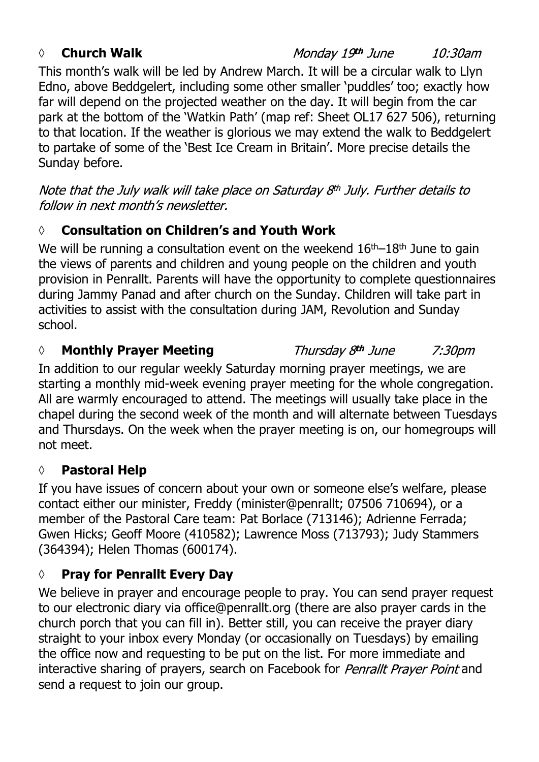## ◊ **Church Walk** *Monday 19th June 10:30am*

This month's walk will be led by Andrew March. It will be a circular walk to Llyn Edno, above Beddgelert, including some other smaller 'puddles' too; exactly how far will depend on the projected weather on the day. It will begin from the car park at the bottom of the 'Watkin Path' (map ref: Sheet OL17 627 506), returning to that location. If the weather is glorious we may extend the walk to Beddgelert to partake of some of the 'Best Ice Cream in Britain'. More precise details the Sunday before.

*Note that the July walk will take place on Saturday 8th July. Further details to follow in next month's newsletter.*

## ◊ **Consultation on Children's and Youth Work**

We will be running a consultation event on the weekend 16th–18th June to gain the views of parents and children and young people on the children and youth provision in Penrallt. Parents will have the opportunity to complete questionnaires during Jammy Panad and after church on the Sunday. Children will take part in activities to assist with the consultation during JAM, Revolution and Sunday school.

## ◊ **Monthly Prayer Meeting** *Thursday 8th June 7:30pm*

In addition to our regular weekly Saturday morning prayer meetings, we are starting a monthly mid-week evening prayer meeting for the whole congregation. All are warmly encouraged to attend. The meetings will usually take place in the chapel during the second week of the month and will alternate between Tuesdays and Thursdays. On the week when the prayer meeting is on, our homegroups will not meet.

## ◊ **Pastoral Help**

If you have issues of concern about your own or someone else's welfare, please contact either our minister, Freddy (minister@penrallt; 07506 710694), or a member of the Pastoral Care team: Pat Borlace (713146); Adrienne Ferrada; Gwen Hicks; Geoff Moore (410582); Lawrence Moss (713793); Judy Stammers (364394); Helen Thomas (600174).

## ◊ **Pray for Penrallt Every Day**

We believe in prayer and encourage people to pray. You can send prayer request to our electronic diary via office@penrallt.org (there are also prayer cards in the church porch that you can fill in). Better still, you can receive the prayer diary straight to your inbox every Monday (or occasionally on Tuesdays) by emailing the office now and requesting to be put on the list. For more immediate and interactive sharing of prayers, search on Facebook for *Penrallt Prayer Point* and send a request to join our group.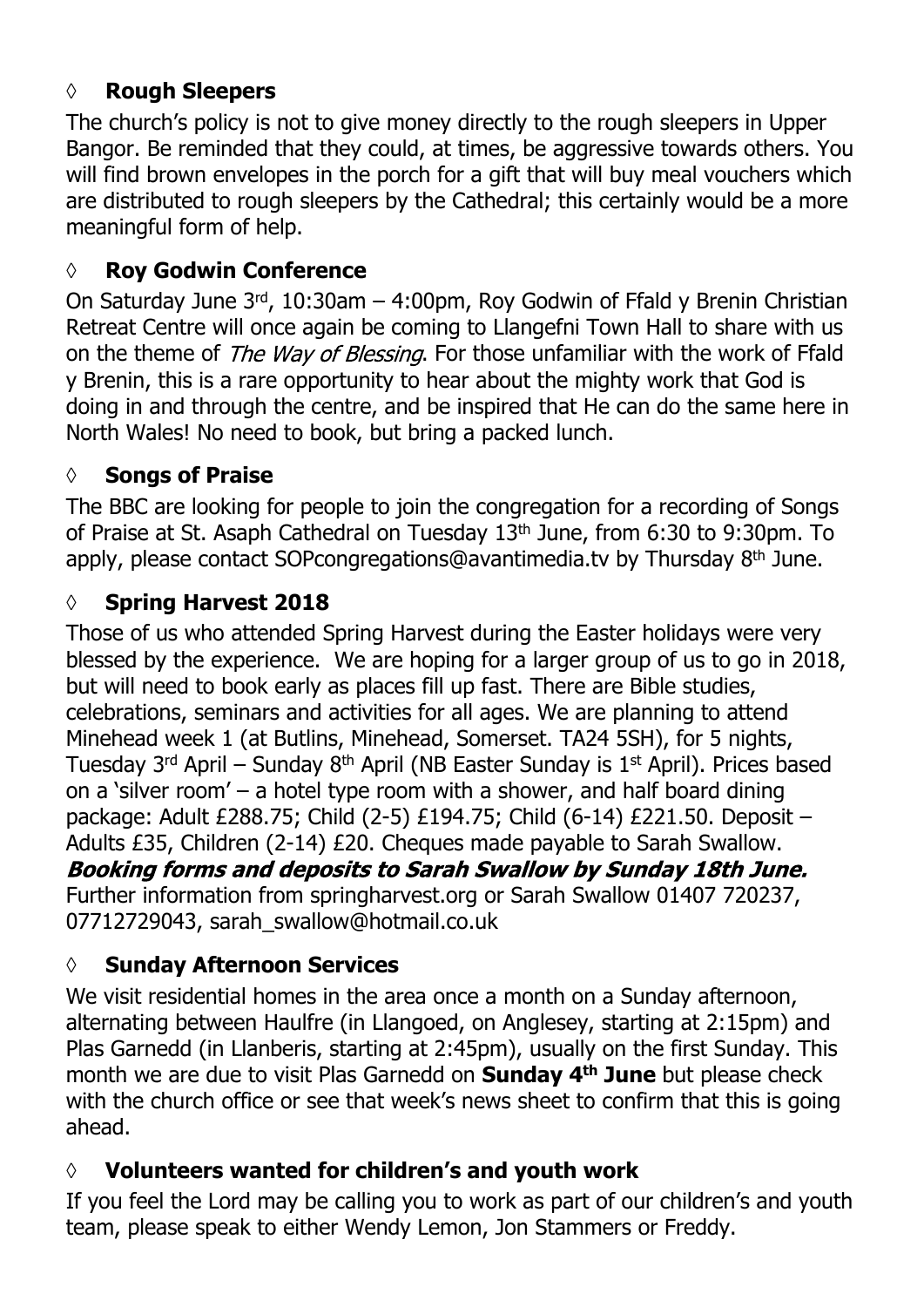### ◊ **Rough Sleepers**

The church's policy is not to give money directly to the rough sleepers in Upper Bangor. Be reminded that they could, at times, be aggressive towards others. You will find brown envelopes in the porch for a gift that will buy meal vouchers which are distributed to rough sleepers by the Cathedral; this certainly would be a more meaningful form of help.

### ◊ **Roy Godwin Conference**

On Saturday June 3rd, 10:30am – 4:00pm, Roy Godwin of Ffald y Brenin Christian Retreat Centre will once again be coming to Llangefni Town Hall to share with us on the theme of *The Way of Blessing*. For those unfamiliar with the work of Ffald y Brenin, this is a rare opportunity to hear about the mighty work that God is doing in and through the centre, and be inspired that He can do the same here in North Wales! No need to book, but bring a packed lunch.

### ◊ **Songs of Praise**

The BBC are looking for people to join the congregation for a recording of Songs of Praise at St. Asaph Cathedral on Tuesday 13th June, from 6:30 to 9:30pm. To apply, please contact SOPcongregations@avantimedia.tv by Thursday 8th June.

### ◊ **Spring Harvest 2018**

Those of us who attended Spring Harvest during the Easter holidays were very blessed by the experience. We are hoping for a larger group of us to go in 2018, but will need to book early as places fill up fast. There are Bible studies, celebrations, seminars and activities for all ages. We are planning to attend Minehead week 1 (at Butlins, Minehead, Somerset. TA24 5SH), for 5 nights, Tuesday 3rd April – Sunday 8th April (NB Easter Sunday is 1st April). Prices based on a 'silver room' – a hotel type room with a shower, and half board dining package: Adult £288.75; Child (2-5) £194.75; Child (6-14) £221.50. Deposit – Adults £35, Children (2-14) £20. Cheques made payable to Sarah Swallow.
***Booking forms and deposits to Sarah Swallow by Sunday 18th June.***
Further information from springharvest.org or Sarah Swallow 01407 720237, 07712729043, sarah_swallow@hotmail.co.uk

### ◊ **Sunday Afternoon Services**

We visit residential homes in the area once a month on a Sunday afternoon, alternating between Haulfre (in Llangoed, on Anglesey, starting at 2:15pm) and Plas Garnedd (in Llanberis, starting at 2:45pm), usually on the first Sunday. This month we are due to visit Plas Garnedd on **Sunday 4th June** but please check with the church office or see that week's news sheet to confirm that this is going ahead.

### ◊ **Volunteers wanted for children's and youth work**

If you feel the Lord may be calling you to work as part of our children's and youth team, please speak to either Wendy Lemon, Jon Stammers or Freddy.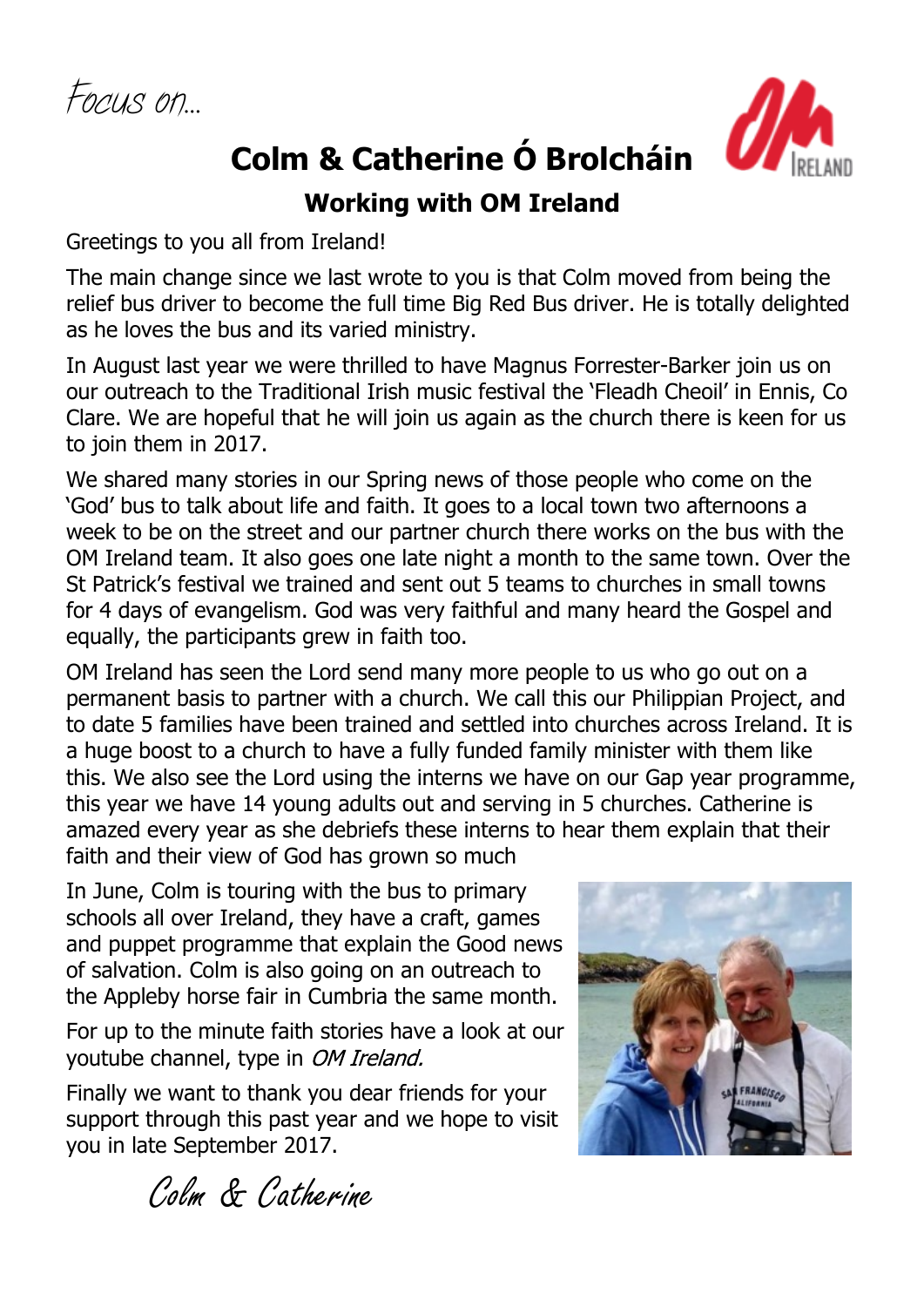*Focus on...*

# Colm & Catherine Ó Brolcháin

## Working with OM Ireland

Greetings to you all from Ireland!

The main change since we last wrote to you is that Colm moved from being the relief bus driver to become the full time Big Red Bus driver. He is totally delighted as he loves the bus and its varied ministry.

In August last year we were thrilled to have Magnus Forrester-Barker join us on our outreach to the Traditional Irish music festival the 'Fleadh Cheoil' in Ennis, Co Clare. We are hopeful that he will join us again as the church there is keen for us to join them in 2017.

We shared many stories in our Spring news of those people who come on the 'God' bus to talk about life and faith. It goes to a local town two afternoons a week to be on the street and our partner church there works on the bus with the OM Ireland team. It also goes one late night a month to the same town. Over the St Patrick's festival we trained and sent out 5 teams to churches in small towns for 4 days of evangelism. God was very faithful and many heard the Gospel and equally, the participants grew in faith too.

OM Ireland has seen the Lord send many more people to us who go out on a permanent basis to partner with a church. We call this our Philippian Project, and to date 5 families have been trained and settled into churches across Ireland. It is a huge boost to a church to have a fully funded family minister with them like this. We also see the Lord using the interns we have on our Gap year programme, this year we have 14 young adults out and serving in 5 churches. Catherine is amazed every year as she debriefs these interns to hear them explain that their faith and their view of God has grown so much

In June, Colm is touring with the bus to primary schools all over Ireland, they have a craft, games and puppet programme that explain the Good news of salvation. Colm is also going on an outreach to the Appleby horse fair in Cumbria the same month.

For up to the minute faith stories have a look at our youtube channel, type in *OM Ireland.*

Finally we want to thank you dear friends for your support through this past year and we hope to visit you in late September 2017.

*Colm & Catherine*